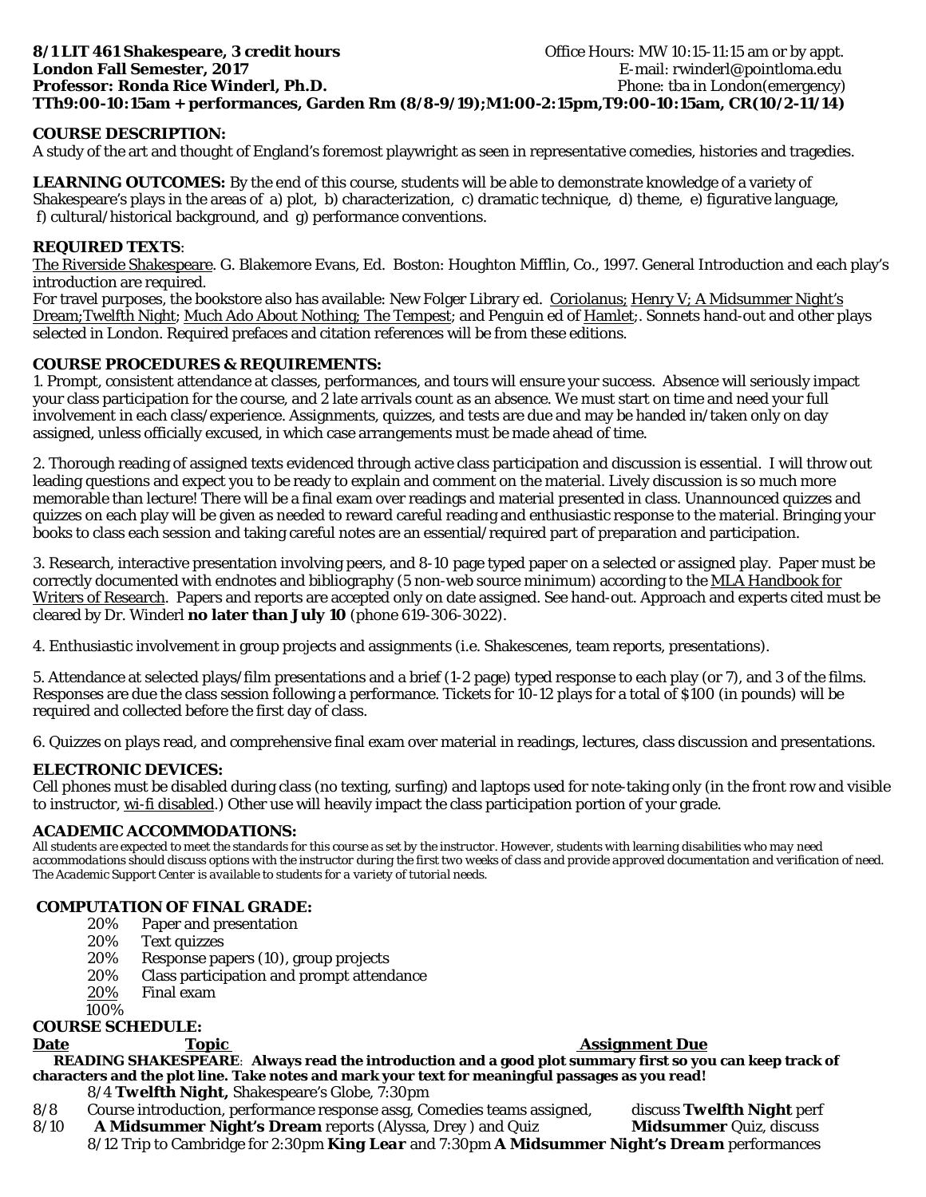**8/1 LIT 461 Shakespeare, 3 credit hours** Office Hours: MW 10:15-11:15 am or by appt.
**London Fall Semester, 2017** E-mail: rwinderl@pointloma.edu
**Professor: Ronda Rice Winderl, Ph.D.** Phone: tba in London(emergency)
**TTh9:00-10:15am + performances, Garden Rm (8/8-9/19);M1:00-2:15pm,T9:00-10:15am, CR(10/2-11/14)**

**COURSE DESCRIPTION:**
A study of the art and thought of England's foremost playwright as seen in representative comedies, histories and tragedies.

**LEARNING OUTCOMES:** By the end of this course, students will be able to demonstrate knowledge of a variety of Shakespeare's plays in the areas of a) plot, b) characterization, c) dramatic technique, d) theme, e) figurative language, f) cultural/historical background, and g) performance conventions.

**REQUIRED TEXTS**:
The Riverside Shakespeare. G. Blakemore Evans, Ed. Boston: Houghton Mifflin, Co., 1997. General Introduction and each play's introduction are required.
For travel purposes, the bookstore also has available: New Folger Library ed. Coriolanus; Henry V; A Midsummer Night's Dream;Twelfth Night; Much Ado About Nothing; The Tempest; and Penguin ed of Hamlet;. Sonnets hand-out and other plays selected in London. Required prefaces and citation references will be from these editions.

**COURSE PROCEDURES & REQUIREMENTS:**

1. Prompt, consistent attendance at classes, performances, and tours will ensure your success. Absence will seriously impact your class participation for the course, and 2 late arrivals count as an absence. We must start on time and need your full involvement in each class/experience. Assignments, quizzes, and tests are due and may be handed in/taken only on day assigned, unless officially excused, in which case arrangements must be made ahead of time.

2. Thorough reading of assigned texts evidenced through active class participation and discussion is essential. I will throw out leading questions and expect you to be ready to explain and comment on the material. Lively discussion is so much more memorable than lecture! There will be a final exam over readings and material presented in class. Unannounced quizzes and quizzes on each play will be given as needed to reward careful reading and enthusiastic response to the material. Bringing your books to class each session and taking careful notes are an essential/required part of preparation and participation.

3. Research, interactive presentation involving peers, and 8-10 page typed paper on a selected or assigned play. Paper must be correctly documented with endnotes and bibliography (5 non-web source minimum) according to the MLA Handbook for Writers of Research. Papers and reports are accepted only on date assigned. See hand-out. Approach and experts cited must be cleared by Dr. Winderl **no later than July 10** (phone 619-306-3022).

4. Enthusiastic involvement in group projects and assignments (i.e. Shakescenes, team reports, presentations).

5. Attendance at selected plays/film presentations and a brief (1-2 page) typed response to each play (or 7), and 3 of the films. Responses are due the class session following a performance. Tickets for 10-12 plays for a total of $100 (in pounds) will be required and collected before the first day of class.

6. Quizzes on plays read, and comprehensive final exam over material in readings, lectures, class discussion and presentations.

**ELECTRONIC DEVICES:**
Cell phones must be disabled during class (no texting, surfing) and laptops used for note-taking only (in the front row and visible to instructor, wi-fi disabled.) Other use will heavily impact the class participation portion of your grade.

**ACADEMIC ACCOMMODATIONS:**
*All students are expected to meet the standards for this course as set by the instructor. However, students with learning disabilities who may need accommodations should discuss options with the instructor during the first two weeks of class and provide approved documentation and verification of need. The Academic Support Center is available to students for a variety of tutorial needs.*

**COMPUTATION OF FINAL GRADE:**

| | |
|---|---|
| 20% | Paper and presentation |
| 20% | Text quizzes |
| 20% | Response papers (10), group projects |
| 20% | Class participation and prompt attendance |
| 20% | Final exam |
| 100% | |

**COURSE SCHEDULE:**

| Date | Topic | Assignment Due |
|---|---|---|
| | **READING SHAKESPEARE**: **Always read the introduction and a good plot summary first so you can keep track of characters and the plot line. Take notes and mark your text for meaningful passages as you read!** | |
| | 8/4 **Twelfth Night,** Shakespeare's Globe, 7:30pm | |
| 8/8 | Course introduction, performance response assg, Comedies teams assigned, | discuss **Twelfth Night** perf |
| 8/10 | **A Midsummer Night's Dream** reports (Alyssa, Drey ) and Quiz | **Midsummer** Quiz, discuss |
| | 8/12 Trip to Cambridge for 2:30pm **King Lear** and 7:30pm **A Midsummer Night's Dream** performances | |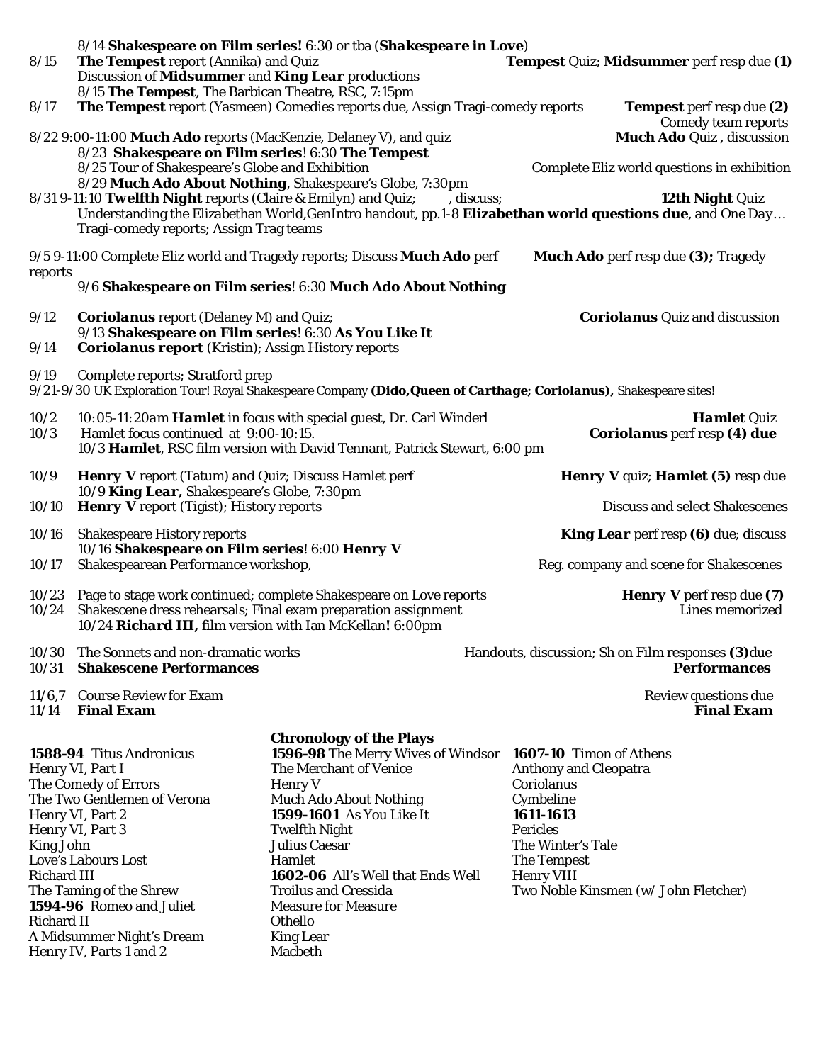8/14 **Shakespeare on Film series!** 6:30 or tba (***Shakespeare in Love***)

| | | |
|---|---|---|
| 8/15 | ***The Tempest*** report (Annika) and Quiz<br>Discussion of ***Midsummer*** and ***King Lear*** productions<br>8/15 ***The Tempest***, The Barbican Theatre, RSC, 7:15pm | ***Tempest*** Quiz; ***Midsummer*** perf resp due **(1)** |
| 8/17 | ***The Tempest*** report (Yasmeen) Comedies reports due, Assign Tragi-comedy reports | ***Tempest*** perf resp due **(2)**<br>Comedy team reports |
| 8/22 | 9:00-11:00 ***Much Ado*** reports (MacKenzie, Delaney V), and quiz<br>8/23 **Shakespeare on Film series**! 6:30 ***The Tempest***<br>8/25 Tour of Shakespeare's Globe and Exhibition<br>8/29 ***Much Ado About Nothing***, Shakespeare's Globe, 7:30pm | ***Much Ado*** Quiz , discussion<br><br>Complete Eliz world questions in exhibition |
| 8/31 | 9-11:10 ***Twelfth Night*** reports (Claire & Emilyn) and Quiz; , discuss;<br>Understanding the Elizabethan World, GenIntro handout, pp.1-8 **Elizabethan world questions due**, and One Day…<br>Tragi-comedy reports; Assign Trag teams | ***12th Night*** Quiz |
| 9/5 | 9-11:00 Complete Eliz world and Tragedy reports; Discuss ***Much Ado*** perf<br>9/6 **Shakespeare on Film series**! 6:30 ***Much Ado About Nothing*** | ***Much Ado*** perf resp due **(3);** Tragedy reports |
| 9/12 | ***Coriolanus*** report (Delaney M) and Quiz;<br>9/13 **Shakespeare on Film series**! 6:30 ***As You Like It*** | ***Coriolanus*** Quiz and discussion |
| 9/14 | ***Coriolanus report*** (Kristin); Assign History reports | |
| 9/19 | Complete reports; Stratford prep | |
| 9/21-9/30 | UK Exploration Tour! Royal Shakespeare Company **(*Dido, Queen of Carthage; Coriolanus*),** Shakespeare sites! | |
| 10/2 | *10:05-11:20am* ***Hamlet*** in focus with special guest, Dr. Carl Winderl | ***Hamlet*** Quiz |
| 10/3 | Hamlet focus continued at 9:00-10:15.<br>10/3 ***Hamlet***, RSC film version with David Tennant, Patrick Stewart, 6:00 pm | ***Coriolanus*** **perf resp (4) due** |
| 10/9 | ***Henry V*** report (Tatum) and Quiz; Discuss Hamlet perf<br>10/9 ***King Lear,*** Shakespeare's Globe, 7:30pm | ***Henry V*** quiz; ***Hamlet* (5)** resp due |
| 10/10 | ***Henry V*** report (Tigist); History reports | Discuss and select Shakescenes |
| 10/16 | Shakespeare History reports<br>10/16 **Shakespeare on Film series**! 6:00 ***Henry V*** | ***King Lear*** perf resp **(6)** due; discuss |
| 10/17 | Shakespearean Performance workshop, | Reg. company and scene for Shakescenes |
| 10/23 | Page to stage work continued; complete Shakespeare on Love reports | ***Henry V*** perf resp due **(7)** |
| 10/24 | Shakescene dress rehearsals; Final exam preparation assignment<br>10/24 ***Richard III,*** film version with Ian McKellan**!** 6:00pm | Lines memorized |
| 10/30 | The Sonnets and non-dramatic works | Handouts, discussion; Sh on Film responses **(3)**due |
| 10/31 | **Shakescene Performances** | **Performances** |
| 11/6,7 | Course Review for Exam | Review questions due |
| 11/14 | **Final Exam** | **Final Exam** |

## Chronology of the Plays

**1588-94** Titus Andronicus
Henry VI, Part I
The Comedy of Errors
The Two Gentlemen of Verona
Henry VI, Part 2
Henry VI, Part 3
King John
Love's Labours Lost
Richard III
The Taming of the Shrew

**1594-96** Romeo and Juliet
Richard II
A Midsummer Night's Dream
Henry IV, Parts 1 and 2

**1596-98** The Merry Wives of Windsor
The Merchant of Venice
Henry V
Much Ado About Nothing

**1599-1601** As You Like It
Twelfth Night
Julius Caesar
Hamlet

**1602-06** All's Well that Ends Well
Troilus and Cressida
Measure for Measure
Othello
King Lear
Macbeth

**1607-10** Timon of Athens
Anthony and Cleopatra
Coriolanus
Cymbeline

**1611-1613**
Pericles
The Winter's Tale
The Tempest
Henry VIII
Two Noble Kinsmen (w/ John Fletcher)